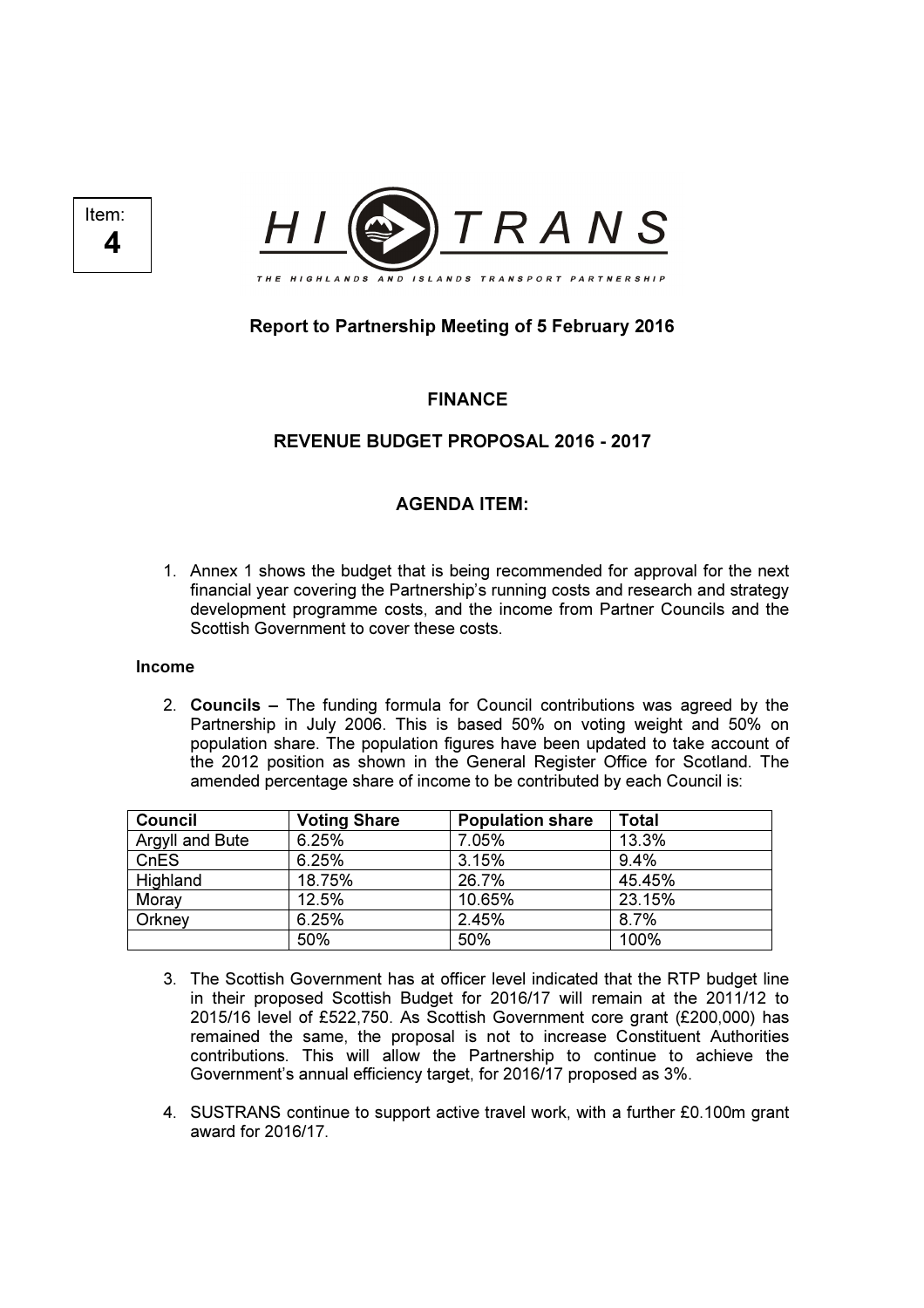Item: **4**

HI TRANS

THE HIGHLANDS AND ISLANDS TRANSPORT PARTNERSHIP

**Report to Partnership Meeting of 5 February 2016**

## FINANCE

## REVENUE BUDGET PROPOSAL 2016 - 2017

## AGENDA ITEM:

1. Annex 1 shows the budget that is being recommended for approval for the next financial year covering the Partnership's running costs and research and strategy development programme costs, and the income from Partner Councils and the Scottish Government to cover these costs.

**Income**

2. **Councils –** The funding formula for Council contributions was agreed by the Partnership in July 2006. This is based 50% on voting weight and 50% on population share. The population figures have been updated to take account of the 2012 position as shown in the General Register Office for Scotland. The amended percentage share of income to be contributed by each Council is:

| Council | Voting Share | Population share | Total |
|---|---|---|---|
| Argyll and Bute | 6.25% | 7.05% | 13.3% |
| CnES | 6.25% | 3.15% | 9.4% |
| Highland | 18.75% | 26.7% | 45.45% |
| Moray | 12.5% | 10.65% | 23.15% |
| Orkney | 6.25% | 2.45% | 8.7% |
| | 50% | 50% | 100% |

3. The Scottish Government has at officer level indicated that the RTP budget line in their proposed Scottish Budget for 2016/17 will remain at the 2011/12 to 2015/16 level of £522,750. As Scottish Government core grant (£200,000) has remained the same, the proposal is not to increase Constituent Authorities contributions. This will allow the Partnership to continue to achieve the Government's annual efficiency target, for 2016/17 proposed as 3%.

4. SUSTRANS continue to support active travel work, with a further £0.100m grant award for 2016/17.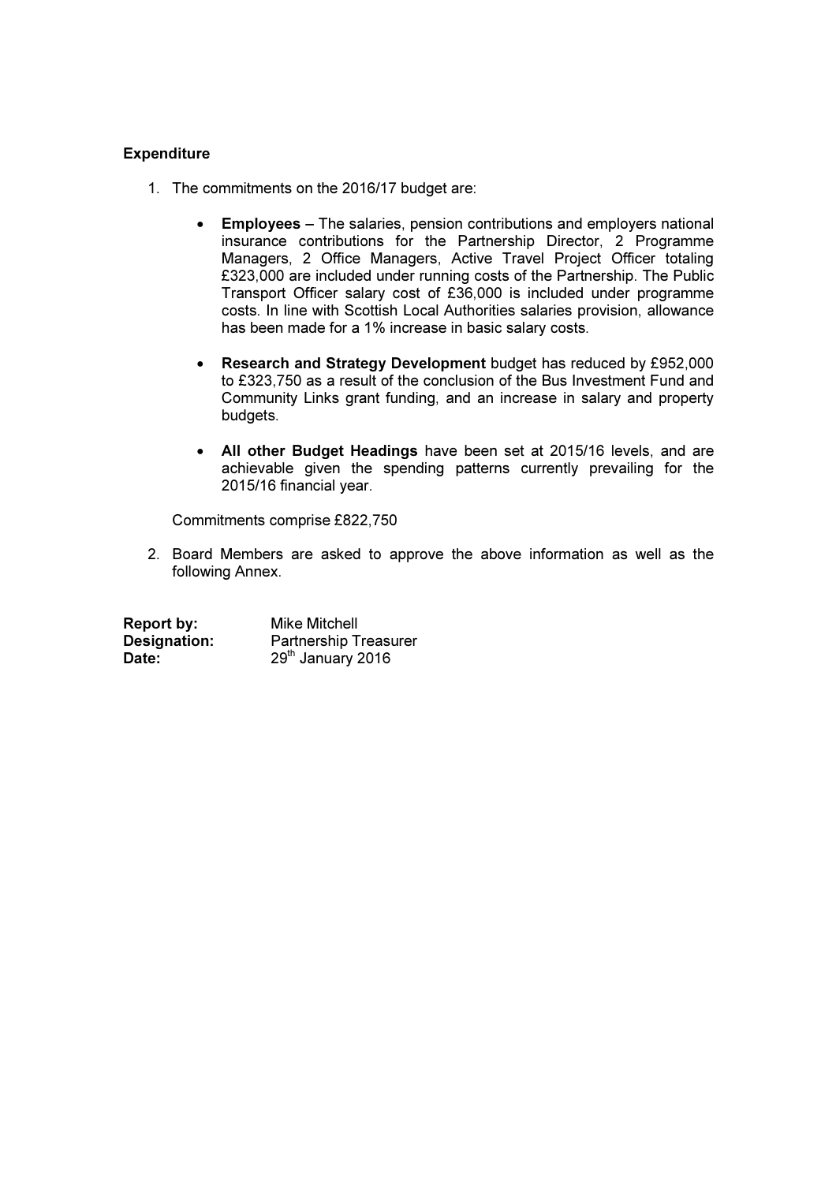**Expenditure**

1. The commitments on the 2016/17 budget are:

   - **Employees** – The salaries, pension contributions and employers national insurance contributions for the Partnership Director, 2 Programme Managers, 2 Office Managers, Active Travel Project Officer totaling £323,000 are included under running costs of the Partnership. The Public Transport Officer salary cost of £36,000 is included under programme costs. In line with Scottish Local Authorities salaries provision, allowance has been made for a 1% increase in basic salary costs.

   - **Research and Strategy Development** budget has reduced by £952,000 to £323,750 as a result of the conclusion of the Bus Investment Fund and Community Links grant funding, and an increase in salary and property budgets.

   - **All other Budget Headings** have been set at 2015/16 levels, and are achievable given the spending patterns currently prevailing for the 2015/16 financial year.

   Commitments comprise £822,750

2. Board Members are asked to approve the above information as well as the following Annex.

| | |
|---|---|
| **Report by:** | Mike Mitchell |
| **Designation:** | Partnership Treasurer |
| **Date:** | 29th January 2016 |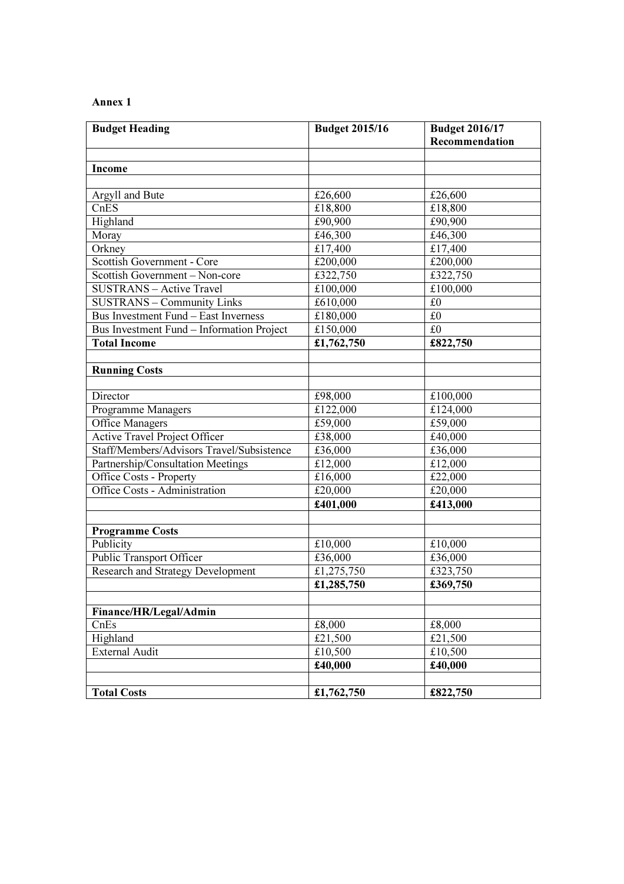**Annex 1**

| Budget Heading | Budget 2015/16 | Budget 2016/17 Recommendation |
|---|---|---|
| | | |
| **Income** | | |
| | | |
| Argyll and Bute | £26,600 | £26,600 |
| CnES | £18,800 | £18,800 |
| Highland | £90,900 | £90,900 |
| Moray | £46,300 | £46,300 |
| Orkney | £17,400 | £17,400 |
| Scottish Government - Core | £200,000 | £200,000 |
| Scottish Government – Non-core | £322,750 | £322,750 |
| SUSTRANS – Active Travel | £100,000 | £100,000 |
| SUSTRANS – Community Links | £610,000 | £0 |
| Bus Investment Fund – East Inverness | £180,000 | £0 |
| Bus Investment Fund – Information Project | £150,000 | £0 |
| **Total Income** | **£1,762,750** | **£822,750** |
| | | |
| **Running Costs** | | |
| | | |
| Director | £98,000 | £100,000 |
| Programme Managers | £122,000 | £124,000 |
| Office Managers | £59,000 | £59,000 |
| Active Travel Project Officer | £38,000 | £40,000 |
| Staff/Members/Advisors Travel/Subsistence | £36,000 | £36,000 |
| Partnership/Consultation Meetings | £12,000 | £12,000 |
| Office Costs - Property | £16,000 | £22,000 |
| Office Costs - Administration | £20,000 | £20,000 |
| | **£401,000** | **£413,000** |
| | | |
| **Programme Costs** | | |
| Publicity | £10,000 | £10,000 |
| Public Transport Officer | £36,000 | £36,000 |
| Research and Strategy Development | £1,275,750 | £323,750 |
| | **£1,285,750** | **£369,750** |
| | | |
| **Finance/HR/Legal/Admin** | | |
| CnEs | £8,000 | £8,000 |
| Highland | £21,500 | £21,500 |
| External Audit | £10,500 | £10,500 |
| | **£40,000** | **£40,000** |
| | | |
| **Total Costs** | **£1,762,750** | **£822,750** |